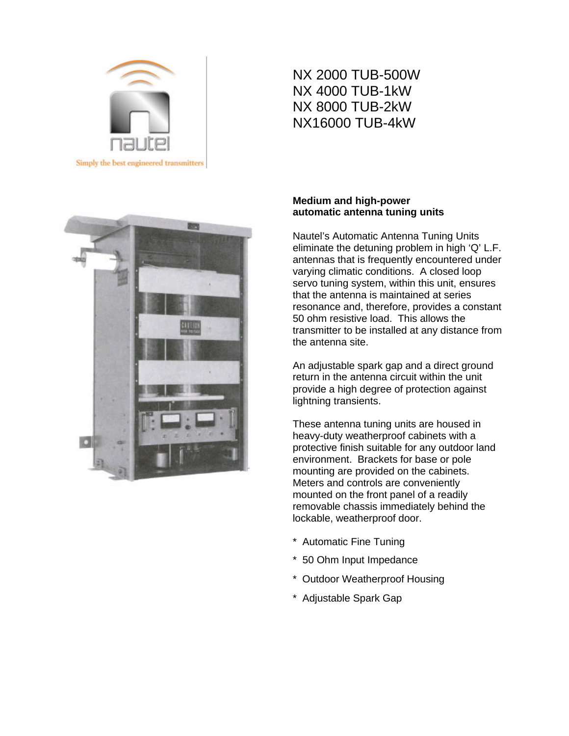Simply the best engineered transmitters

# NX 2000 TUB-500W
# NX 4000 TUB-1kW
# NX 8000 TUB-2kW
# NX16000 TUB-4kW

**Medium and high-power automatic antenna tuning units**

Nautel's Automatic Antenna Tuning Units eliminate the detuning problem in high 'Q' L.F. antennas that is frequently encountered under varying climatic conditions. A closed loop servo tuning system, within this unit, ensures that the antenna is maintained at series resonance and, therefore, provides a constant 50 ohm resistive load. This allows the transmitter to be installed at any distance from the antenna site.

An adjustable spark gap and a direct ground return in the antenna circuit within the unit provide a high degree of protection against lightning transients.

These antenna tuning units are housed in heavy-duty weatherproof cabinets with a protective finish suitable for any outdoor land environment. Brackets for base or pole mounting are provided on the cabinets. Meters and controls are conveniently mounted on the front panel of a readily removable chassis immediately behind the lockable, weatherproof door.

* Automatic Fine Tuning
* 50 Ohm Input Impedance
* Outdoor Weatherproof Housing
* Adjustable Spark Gap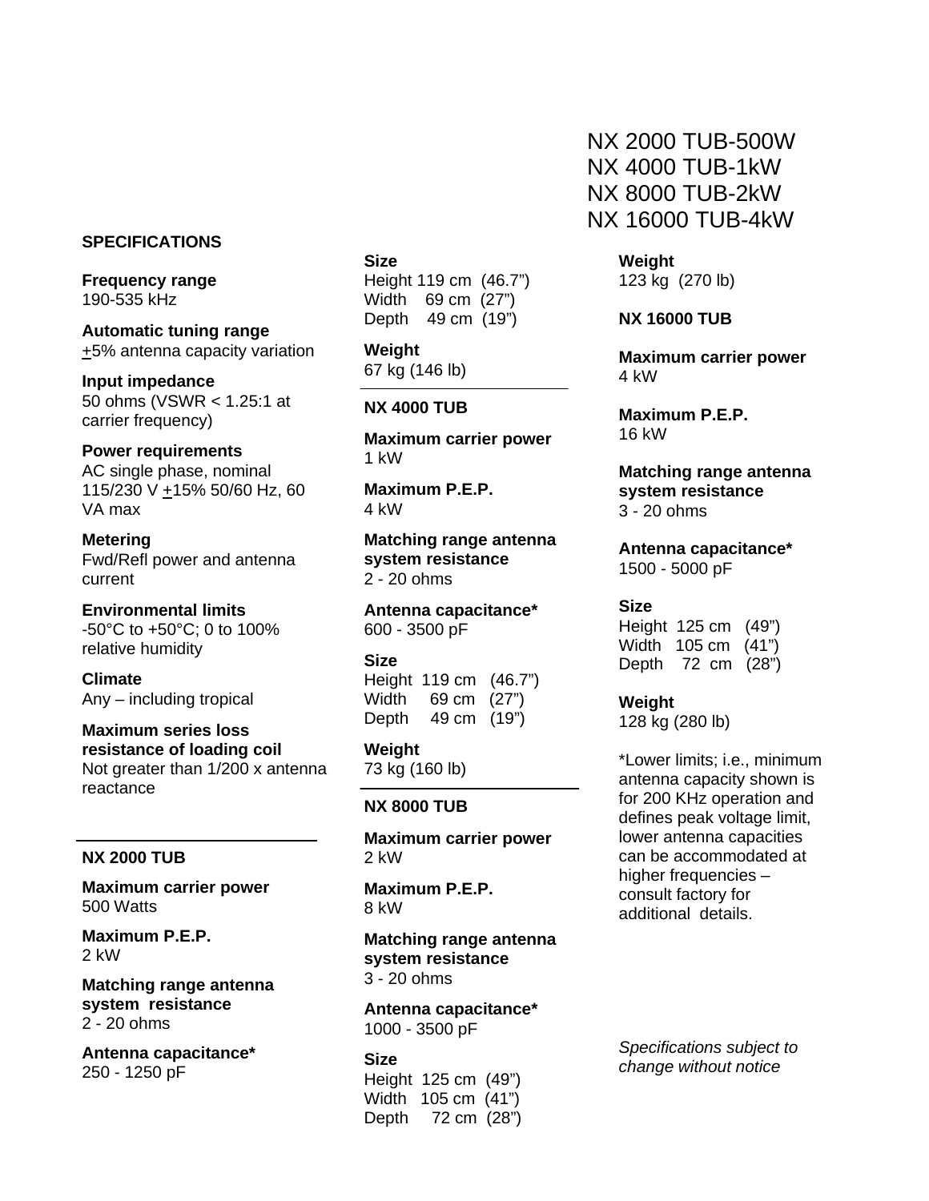# NX 2000 TUB-500W
# NX 4000 TUB-1kW
# NX 8000 TUB-2kW
# NX 16000 TUB-4kW

## SPECIFICATIONS

**Frequency range**
190-535 kHz

**Automatic tuning range**
±5% antenna capacity variation

**Input impedance**
50 ohms (VSWR < 1.25:1 at carrier frequency)

**Power requirements**
AC single phase, nominal 115/230 V ±15% 50/60 Hz, 60 VA max

**Metering**
Fwd/Refl power and antenna current

**Environmental limits**
-50°C to +50°C; 0 to 100% relative humidity

**Climate**
Any – including tropical

**Maximum series loss resistance of loading coil**
Not greater than 1/200 x antenna reactance

---

**NX 2000 TUB**

**Maximum carrier power**
500 Watts

**Maximum P.E.P.**
2 kW

**Matching range antenna system resistance**
2 - 20 ohms

**Antenna capacitance***
250 - 1250 pF

**Size**
Height 119 cm (46.7")
Width 69 cm (27")
Depth 49 cm (19")

**Weight**
67 kg (146 lb)

---

**NX 4000 TUB**

**Maximum carrier power**
1 kW

**Maximum P.E.P.**
4 kW

**Matching range antenna system resistance**
2 - 20 ohms

**Antenna capacitance***
600 - 3500 pF

**Size**
Height 119 cm (46.7")
Width 69 cm (27")
Depth 49 cm (19")

**Weight**
73 kg (160 lb)

---

**NX 8000 TUB**

**Maximum carrier power**
2 kW

**Maximum P.E.P.**
8 kW

**Matching range antenna system resistance**
3 - 20 ohms

**Antenna capacitance***
1000 - 3500 pF

**Size**
Height 125 cm (49")
Width 105 cm (41")
Depth 72 cm (28")

**Weight**
123 kg (270 lb)

**NX 16000 TUB**

**Maximum carrier power**
4 kW

**Maximum P.E.P.**
16 kW

**Matching range antenna system resistance**
3 - 20 ohms

**Antenna capacitance***
1500 - 5000 pF

**Size**
Height 125 cm (49")
Width 105 cm (41")
Depth 72 cm (28")

**Weight**
128 kg (280 lb)

*Lower limits; i.e., minimum antenna capacity shown is for 200 KHz operation and defines peak voltage limit, lower antenna capacities can be accommodated at higher frequencies – consult factory for additional details.

*Specifications subject to change without notice*